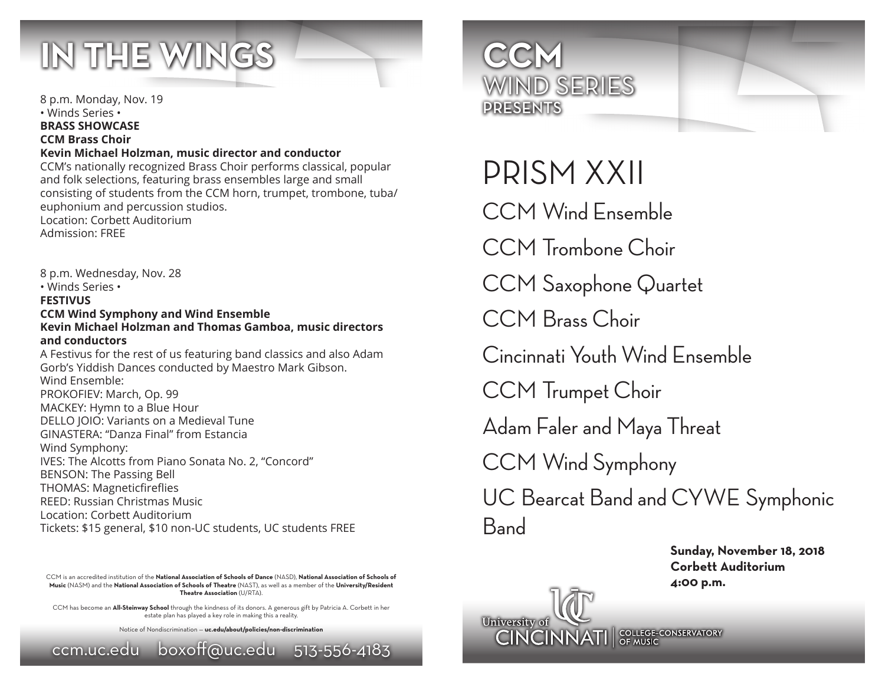# IN THE WINGS

8 p.m. Monday, Nov. 19
• Winds Series •
**BRASS SHOWCASE**
**CCM Brass Choir**
**Kevin Michael Holzman, music director and conductor**
CCM's nationally recognized Brass Choir performs classical, popular and folk selections, featuring brass ensembles large and small consisting of students from the CCM horn, trumpet, trombone, tuba/euphonium and percussion studios.
Location: Corbett Auditorium
Admission: FREE

8 p.m. Wednesday, Nov. 28
• Winds Series •
**FESTIVUS**
**CCM Wind Symphony and Wind Ensemble**
**Kevin Michael Holzman and Thomas Gamboa, music directors and conductors**
A Festivus for the rest of us featuring band classics and also Adam Gorb's Yiddish Dances conducted by Maestro Mark Gibson.
Wind Ensemble:
PROKOFIEV: March, Op. 99
MACKEY: Hymn to a Blue Hour
DELLO JOIO: Variants on a Medieval Tune
GINASTERA: "Danza Final" from Estancia
Wind Symphony:
IVES: The Alcotts from Piano Sonata No. 2, "Concord"
BENSON: The Passing Bell
THOMAS: Magneticfireflies
REED: Russian Christmas Music
Location: Corbett Auditorium
Tickets: $15 general, $10 non-UC students, UC students FREE

CCM is an accredited institution of the **National Association of Schools of Dance** (NASD), **National Association of Schools of Music** (NASM) and the **National Association of Schools of Theatre** (NAST), as well as a member of the **University/Resident Theatre Association** (U/RTA).

CCM has become an **All-Steinway School** through the kindness of its donors. A generous gift by Patricia A. Corbett in her estate plan has played a key role in making this a reality.

Notice of Nondiscrimination — **uc.edu/about/policies/non-discrimination**

ccm.uc.edu boxoff@uc.edu 513-556-4183

# CCM
## WIND SERIES
### PRESENTS

# PRISM XXII

CCM Wind Ensemble

CCM Trombone Choir

CCM Saxophone Quartet

CCM Brass Choir

Cincinnati Youth Wind Ensemble

CCM Trumpet Choir

Adam Faler and Maya Threat

CCM Wind Symphony

UC Bearcat Band and CYWE Symphonic Band

**Sunday, November 18, 2018**
**Corbett Auditorium**
**4:00 p.m.**

University of Cincinnati | College-Conservatory of Music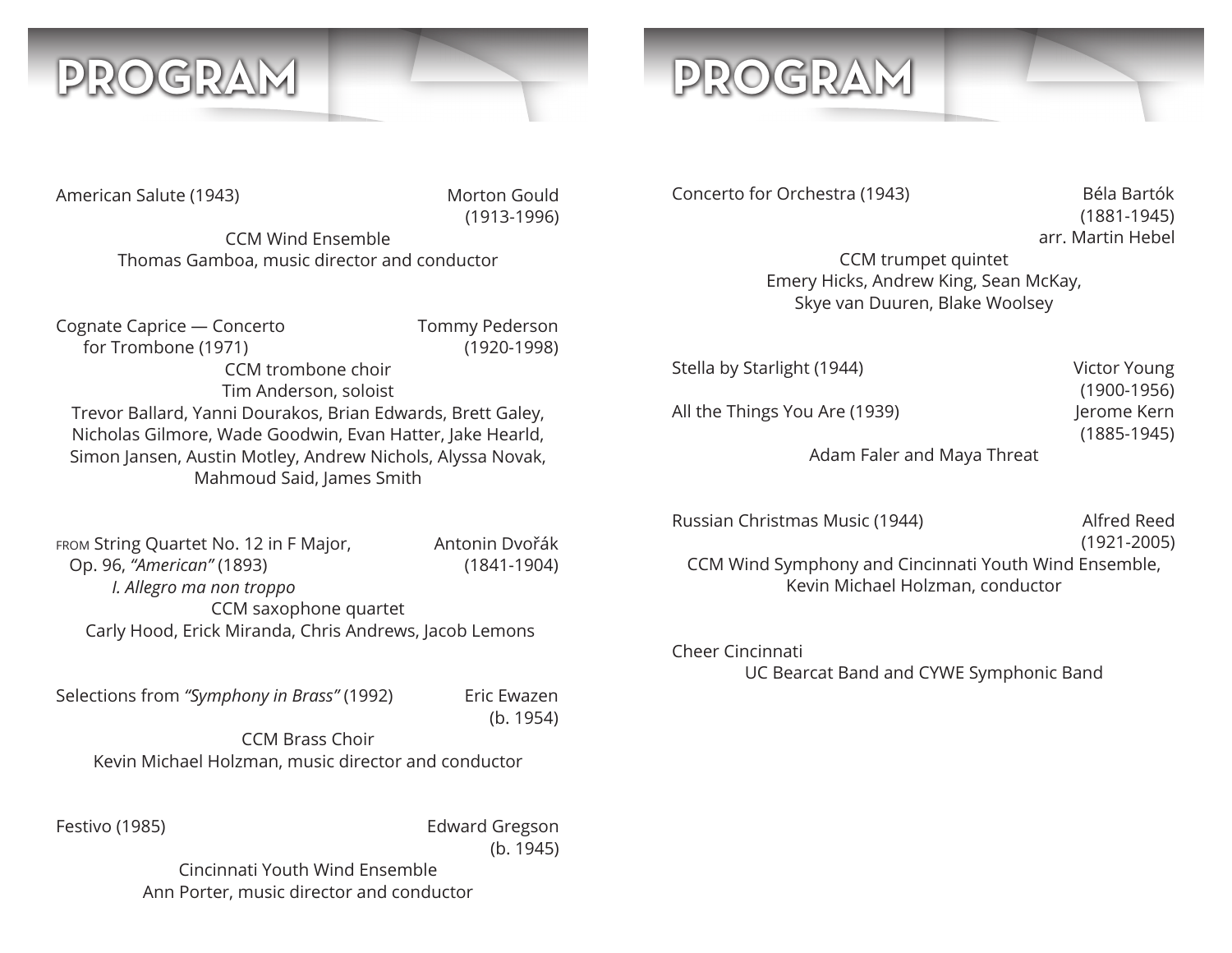# PROGRAM

American Salute (1943) — Morton Gould (1913-1996)

CCM Wind Ensemble
Thomas Gamboa, music director and conductor

Cognate Caprice — Concerto for Trombone (1971) — Tommy Pederson (1920-1998)

CCM trombone choir
Tim Anderson, soloist
Trevor Ballard, Yanni Dourakos, Brian Edwards, Brett Galey, Nicholas Gilmore, Wade Goodwin, Evan Hatter, Jake Hearld, Simon Jansen, Austin Motley, Andrew Nichols, Alyssa Novak, Mahmoud Said, James Smith

FROM String Quartet No. 12 in F Major, Op. 96, *"American"* (1893) — Antonin Dvořák (1841-1904)

*I. Allegro ma non troppo*

CCM saxophone quartet
Carly Hood, Erick Miranda, Chris Andrews, Jacob Lemons

Selections from *"Symphony in Brass"* (1992) — Eric Ewazen (b. 1954)

CCM Brass Choir
Kevin Michael Holzman, music director and conductor

Festivo (1985) — Edward Gregson (b. 1945)

Cincinnati Youth Wind Ensemble
Ann Porter, music director and conductor

# PROGRAM

Concerto for Orchestra (1943) — Béla Bartók (1881-1945), arr. Martin Hebel

CCM trumpet quintet
Emery Hicks, Andrew King, Sean McKay, Skye van Duuren, Blake Woolsey

Stella by Starlight (1944) — Victor Young (1900-1956)

All the Things You Are (1939) — Jerome Kern (1885-1945)

Adam Faler and Maya Threat

Russian Christmas Music (1944) — Alfred Reed (1921-2005)

CCM Wind Symphony and Cincinnati Youth Wind Ensemble,
Kevin Michael Holzman, conductor

Cheer Cincinnati

UC Bearcat Band and CYWE Symphonic Band